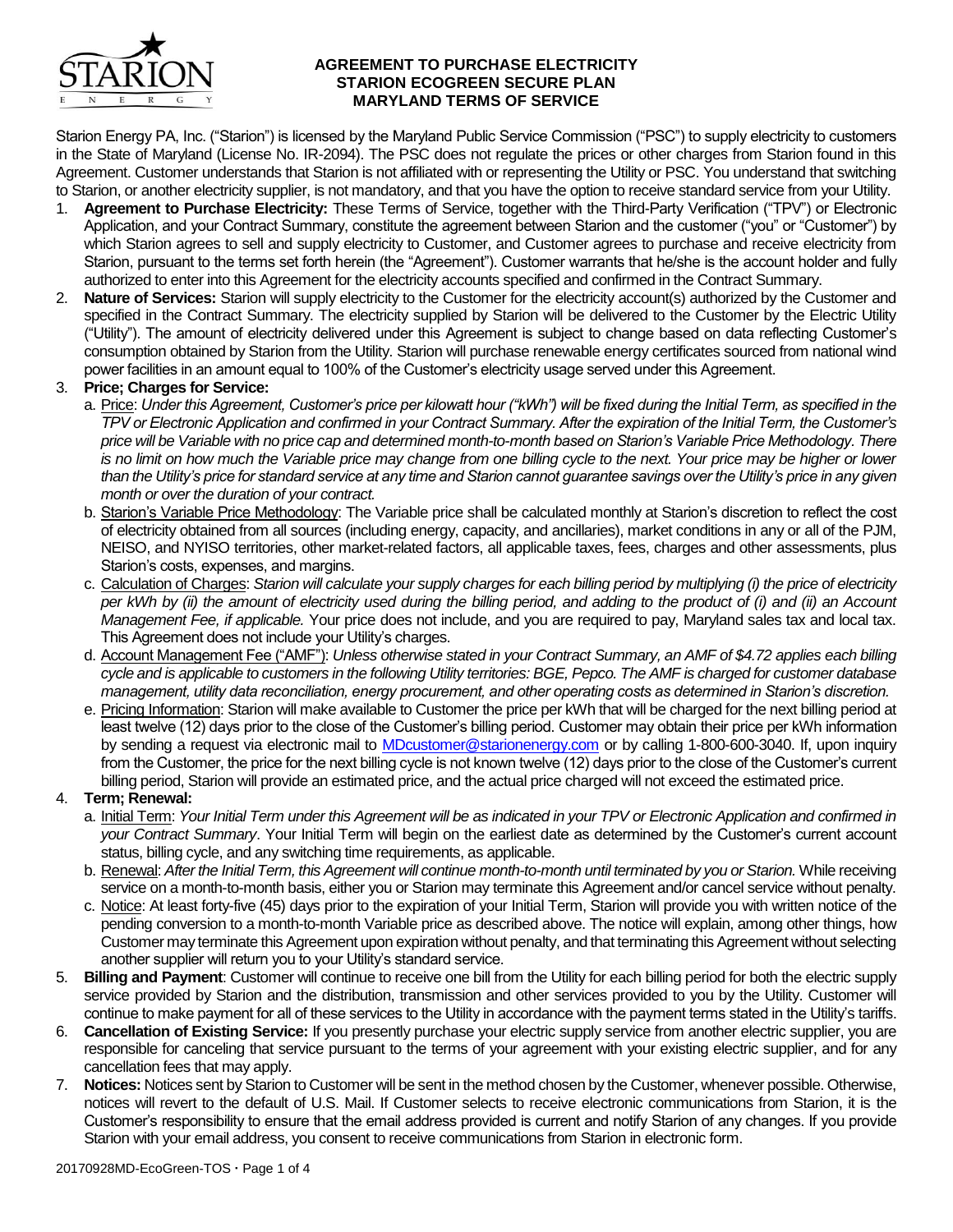# AGREEMENT TO PURCHASE ELECTRICITY
# STARION ECOGREEN SECURE PLAN
# MARYLAND TERMS OF SERVICE

Starion Energy PA, Inc. ("Starion") is licensed by the Maryland Public Service Commission ("PSC") to supply electricity to customers in the State of Maryland (License No. IR-2094). The PSC does not regulate the prices or other charges from Starion found in this Agreement. Customer understands that Starion is not affiliated with or representing the Utility or PSC. You understand that switching to Starion, or another electricity supplier, is not mandatory, and that you have the option to receive standard service from your Utility.

1. **Agreement to Purchase Electricity:** These Terms of Service, together with the Third-Party Verification ("TPV") or Electronic Application, and your Contract Summary, constitute the agreement between Starion and the customer ("you" or "Customer") by which Starion agrees to sell and supply electricity to Customer, and Customer agrees to purchase and receive electricity from Starion, pursuant to the terms set forth herein (the "Agreement"). Customer warrants that he/she is the account holder and fully authorized to enter into this Agreement for the electricity accounts specified and confirmed in the Contract Summary.
2. **Nature of Services:** Starion will supply electricity to the Customer for the electricity account(s) authorized by the Customer and specified in the Contract Summary. The electricity supplied by Starion will be delivered to the Customer by the Electric Utility ("Utility"). The amount of electricity delivered under this Agreement is subject to change based on data reflecting Customer's consumption obtained by Starion from the Utility. Starion will purchase renewable energy certificates sourced from national wind power facilities in an amount equal to 100% of the Customer's electricity usage served under this Agreement.
3. **Price; Charges for Service:**
   a. Price: *Under this Agreement, Customer's price per kilowatt hour ("kWh") will be fixed during the Initial Term, as specified in the TPV or Electronic Application and confirmed in your Contract Summary. After the expiration of the Initial Term, the Customer's price will be Variable with no price cap and determined month-to-month based on Starion's Variable Price Methodology. There is no limit on how much the Variable price may change from one billing cycle to the next. Your price may be higher or lower than the Utility's price for standard service at any time and Starion cannot guarantee savings over the Utility's price in any given month or over the duration of your contract.*
   
   b. Starion's Variable Price Methodology: The Variable price shall be calculated monthly at Starion's discretion to reflect the cost of electricity obtained from all sources (including energy, capacity, and ancillaries), market conditions in any or all of the PJM, NEISO, and NYISO territories, other market-related factors, all applicable taxes, fees, charges and other assessments, plus Starion's costs, expenses, and margins.
   
   c. Calculation of Charges: *Starion will calculate your supply charges for each billing period by multiplying (i) the price of electricity per kWh by (ii) the amount of electricity used during the billing period, and adding to the product of (i) and (ii) an Account Management Fee, if applicable.* Your price does not include, and you are required to pay, Maryland sales tax and local tax. This Agreement does not include your Utility's charges.
   
   d. Account Management Fee ("AMF"): *Unless otherwise stated in your Contract Summary, an AMF of $4.72 applies each billing cycle and is applicable to customers in the following Utility territories: BGE, Pepco. The AMF is charged for customer database management, utility data reconciliation, energy procurement, and other operating costs as determined in Starion's discretion.*
   
   e. Pricing Information: Starion will make available to Customer the price per kWh that will be charged for the next billing period at least twelve (12) days prior to the close of the Customer's billing period. Customer may obtain their price per kWh information by sending a request via electronic mail to MDcustomer@starionenergy.com or by calling 1-800-600-3040. If, upon inquiry from the Customer, the price for the next billing cycle is not known twelve (12) days prior to the close of the Customer's current billing period, Starion will provide an estimated price, and the actual price charged will not exceed the estimated price.
4. **Term; Renewal:**
   a. Initial Term: *Your Initial Term under this Agreement will be as indicated in your TPV or Electronic Application and confirmed in your Contract Summary*. Your Initial Term will begin on the earliest date as determined by the Customer's current account status, billing cycle, and any switching time requirements, as applicable.
   
   b. Renewal: *After the Initial Term, this Agreement will continue month-to-month until terminated by you or Starion.* While receiving service on a month-to-month basis, either you or Starion may terminate this Agreement and/or cancel service without penalty.
   
   c. Notice: At least forty-five (45) days prior to the expiration of your Initial Term, Starion will provide you with written notice of the pending conversion to a month-to-month Variable price as described above. The notice will explain, among other things, how Customer may terminate this Agreement upon expiration without penalty, and that terminating this Agreement without selecting another supplier will return you to your Utility's standard service.
5. **Billing and Payment**: Customer will continue to receive one bill from the Utility for each billing period for both the electric supply service provided by Starion and the distribution, transmission and other services provided to you by the Utility. Customer will continue to make payment for all of these services to the Utility in accordance with the payment terms stated in the Utility's tariffs.
6. **Cancellation of Existing Service:** If you presently purchase your electric supply service from another electric supplier, you are responsible for canceling that service pursuant to the terms of your agreement with your existing electric supplier, and for any cancellation fees that may apply.
7. **Notices:** Notices sent by Starion to Customer will be sent in the method chosen by the Customer, whenever possible. Otherwise, notices will revert to the default of U.S. Mail. If Customer selects to receive electronic communications from Starion, it is the Customer's responsibility to ensure that the email address provided is current and notify Starion of any changes. If you provide Starion with your email address, you consent to receive communications from Starion in electronic form.

20170928MD-EcoGreen-TOS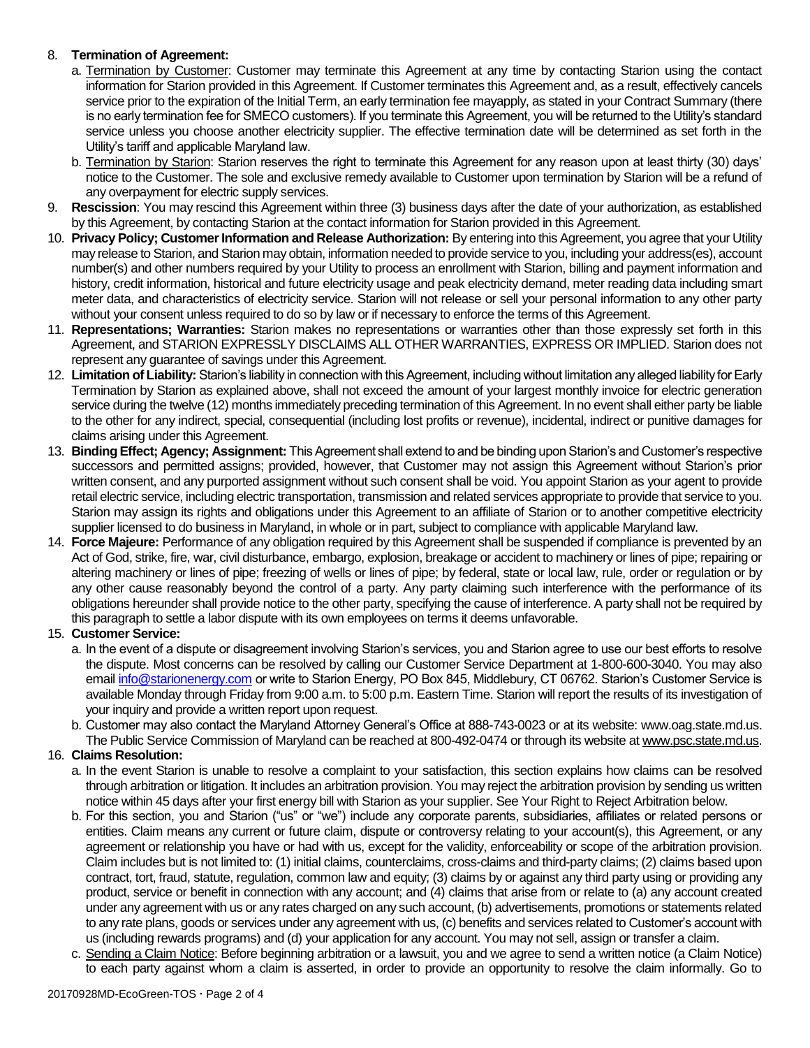8. **Termination of Agreement:**
   a. Termination by Customer: Customer may terminate this Agreement at any time by contacting Starion using the contact information for Starion provided in this Agreement. If Customer terminates this Agreement and, as a result, effectively cancels service prior to the expiration of the Initial Term, an early termination fee mayapply, as stated in your Contract Summary (there is no early termination fee for SMECO customers). If you terminate this Agreement, you will be returned to the Utility's standard service unless you choose another electricity supplier. The effective termination date will be determined as set forth in the Utility's tariff and applicable Maryland law.
   b. Termination by Starion: Starion reserves the right to terminate this Agreement for any reason upon at least thirty (30) days' notice to the Customer. The sole and exclusive remedy available to Customer upon termination by Starion will be a refund of any overpayment for electric supply services.
9. **Rescission**: You may rescind this Agreement within three (3) business days after the date of your authorization, as established by this Agreement, by contacting Starion at the contact information for Starion provided in this Agreement.
10. **Privacy Policy; Customer Information and Release Authorization:** By entering into this Agreement, you agree that your Utility may release to Starion, and Starion may obtain, information needed to provide service to you, including your address(es), account number(s) and other numbers required by your Utility to process an enrollment with Starion, billing and payment information and history, credit information, historical and future electricity usage and peak electricity demand, meter reading data including smart meter data, and characteristics of electricity service. Starion will not release or sell your personal information to any other party without your consent unless required to do so by law or if necessary to enforce the terms of this Agreement.
11. **Representations; Warranties:** Starion makes no representations or warranties other than those expressly set forth in this Agreement, and STARION EXPRESSLY DISCLAIMS ALL OTHER WARRANTIES, EXPRESS OR IMPLIED. Starion does not represent any guarantee of savings under this Agreement.
12. **Limitation of Liability:** Starion's liability in connection with this Agreement, including without limitation any alleged liability for Early Termination by Starion as explained above, shall not exceed the amount of your largest monthly invoice for electric generation service during the twelve (12) months immediately preceding termination of this Agreement. In no event shall either party be liable to the other for any indirect, special, consequential (including lost profits or revenue), incidental, indirect or punitive damages for claims arising under this Agreement.
13. **Binding Effect; Agency; Assignment:** This Agreement shall extend to and be binding upon Starion's and Customer's respective successors and permitted assigns; provided, however, that Customer may not assign this Agreement without Starion's prior written consent, and any purported assignment without such consent shall be void. You appoint Starion as your agent to provide retail electric service, including electric transportation, transmission and related services appropriate to provide that service to you. Starion may assign its rights and obligations under this Agreement to an affiliate of Starion or to another competitive electricity supplier licensed to do business in Maryland, in whole or in part, subject to compliance with applicable Maryland law.
14. **Force Majeure:** Performance of any obligation required by this Agreement shall be suspended if compliance is prevented by an Act of God, strike, fire, war, civil disturbance, embargo, explosion, breakage or accident to machinery or lines of pipe; repairing or altering machinery or lines of pipe; freezing of wells or lines of pipe; by federal, state or local law, rule, order or regulation or by any other cause reasonably beyond the control of a party. Any party claiming such interference with the performance of its obligations hereunder shall provide notice to the other party, specifying the cause of interference. A party shall not be required by this paragraph to settle a labor dispute with its own employees on terms it deems unfavorable.
15. **Customer Service:**
   a. In the event of a dispute or disagreement involving Starion's services, you and Starion agree to use our best efforts to resolve the dispute. Most concerns can be resolved by calling our Customer Service Department at 1-800-600-3040. You may also email info@starionenergy.com or write to Starion Energy, PO Box 845, Middlebury, CT 06762. Starion's Customer Service is available Monday through Friday from 9:00 a.m. to 5:00 p.m. Eastern Time. Starion will report the results of its investigation of your inquiry and provide a written report upon request.
   b. Customer may also contact the Maryland Attorney General's Office at 888-743-0023 or at its website: www.oag.state.md.us. The Public Service Commission of Maryland can be reached at 800-492-0474 or through its website at www.psc.state.md.us.
16. **Claims Resolution:**
   a. In the event Starion is unable to resolve a complaint to your satisfaction, this section explains how claims can be resolved through arbitration or litigation. It includes an arbitration provision. You may reject the arbitration provision by sending us written notice within 45 days after your first energy bill with Starion as your supplier. See Your Right to Reject Arbitration below.
   b. For this section, you and Starion ("us" or "we") include any corporate parents, subsidiaries, affiliates or related persons or entities. Claim means any current or future claim, dispute or controversy relating to your account(s), this Agreement, or any agreement or relationship you have or had with us, except for the validity, enforceability or scope of the arbitration provision. Claim includes but is not limited to: (1) initial claims, counterclaims, cross-claims and third-party claims; (2) claims based upon contract, tort, fraud, statute, regulation, common law and equity; (3) claims by or against any third party using or providing any product, service or benefit in connection with any account; and (4) claims that arise from or relate to (a) any account created under any agreement with us or any rates charged on any such account, (b) advertisements, promotions or statements related to any rate plans, goods or services under any agreement with us, (c) benefits and services related to Customer's account with us (including rewards programs) and (d) your application for any account. You may not sell, assign or transfer a claim.
   c. Sending a Claim Notice: Before beginning arbitration or a lawsuit, you and we agree to send a written notice (a Claim Notice) to each party against whom a claim is asserted, in order to provide an opportunity to resolve the claim informally. Go to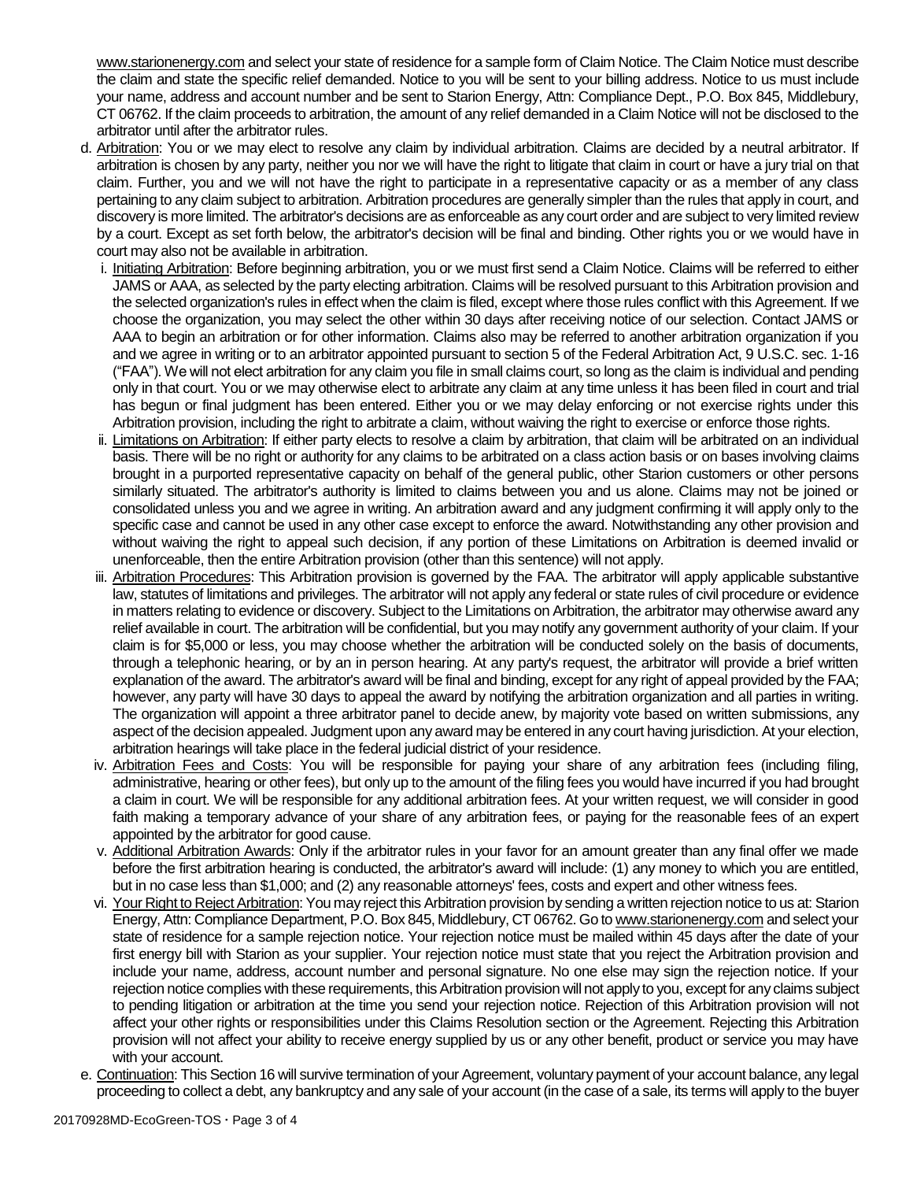www.starionenergy.com and select your state of residence for a sample form of Claim Notice. The Claim Notice must describe the claim and state the specific relief demanded. Notice to you will be sent to your billing address. Notice to us must include your name, address and account number and be sent to Starion Energy, Attn: Compliance Dept., P.O. Box 845, Middlebury, CT 06762. If the claim proceeds to arbitration, the amount of any relief demanded in a Claim Notice will not be disclosed to the arbitrator until after the arbitrator rules.

d. Arbitration: You or we may elect to resolve any claim by individual arbitration. Claims are decided by a neutral arbitrator. If arbitration is chosen by any party, neither you nor we will have the right to litigate that claim in court or have a jury trial on that claim. Further, you and we will not have the right to participate in a representative capacity or as a member of any class pertaining to any claim subject to arbitration. Arbitration procedures are generally simpler than the rules that apply in court, and discovery is more limited. The arbitrator's decisions are as enforceable as any court order and are subject to very limited review by a court. Except as set forth below, the arbitrator's decision will be final and binding. Other rights you or we would have in court may also not be available in arbitration.

   i. Initiating Arbitration: Before beginning arbitration, you or we must first send a Claim Notice. Claims will be referred to either JAMS or AAA, as selected by the party electing arbitration. Claims will be resolved pursuant to this Arbitration provision and the selected organization's rules in effect when the claim is filed, except where those rules conflict with this Agreement. If we choose the organization, you may select the other within 30 days after receiving notice of our selection. Contact JAMS or AAA to begin an arbitration or for other information. Claims also may be referred to another arbitration organization if you and we agree in writing or to an arbitrator appointed pursuant to section 5 of the Federal Arbitration Act, 9 U.S.C. sec. 1-16 ("FAA"). We will not elect arbitration for any claim you file in small claims court, so long as the claim is individual and pending only in that court. You or we may otherwise elect to arbitrate any claim at any time unless it has been filed in court and trial has begun or final judgment has been entered. Either you or we may delay enforcing or not exercise rights under this Arbitration provision, including the right to arbitrate a claim, without waiving the right to exercise or enforce those rights.

   ii. Limitations on Arbitration: If either party elects to resolve a claim by arbitration, that claim will be arbitrated on an individual basis. There will be no right or authority for any claims to be arbitrated on a class action basis or on bases involving claims brought in a purported representative capacity on behalf of the general public, other Starion customers or other persons similarly situated. The arbitrator's authority is limited to claims between you and us alone. Claims may not be joined or consolidated unless you and we agree in writing. An arbitration award and any judgment confirming it will apply only to the specific case and cannot be used in any other case except to enforce the award. Notwithstanding any other provision and without waiving the right to appeal such decision, if any portion of these Limitations on Arbitration is deemed invalid or unenforceable, then the entire Arbitration provision (other than this sentence) will not apply.

   iii. Arbitration Procedures: This Arbitration provision is governed by the FAA. The arbitrator will apply applicable substantive law, statutes of limitations and privileges. The arbitrator will not apply any federal or state rules of civil procedure or evidence in matters relating to evidence or discovery. Subject to the Limitations on Arbitration, the arbitrator may otherwise award any relief available in court. The arbitration will be confidential, but you may notify any government authority of your claim. If your claim is for $5,000 or less, you may choose whether the arbitration will be conducted solely on the basis of documents, through a telephonic hearing, or by an in person hearing. At any party's request, the arbitrator will provide a brief written explanation of the award. The arbitrator's award will be final and binding, except for any right of appeal provided by the FAA; however, any party will have 30 days to appeal the award by notifying the arbitration organization and all parties in writing. The organization will appoint a three arbitrator panel to decide anew, by majority vote based on written submissions, any aspect of the decision appealed. Judgment upon any award may be entered in any court having jurisdiction. At your election, arbitration hearings will take place in the federal judicial district of your residence.

   iv. Arbitration Fees and Costs: You will be responsible for paying your share of any arbitration fees (including filing, administrative, hearing or other fees), but only up to the amount of the filing fees you would have incurred if you had brought a claim in court. We will be responsible for any additional arbitration fees. At your written request, we will consider in good faith making a temporary advance of your share of any arbitration fees, or paying for the reasonable fees of an expert appointed by the arbitrator for good cause.

   v. Additional Arbitration Awards: Only if the arbitrator rules in your favor for an amount greater than any final offer we made before the first arbitration hearing is conducted, the arbitrator's award will include: (1) any money to which you are entitled, but in no case less than $1,000; and (2) any reasonable attorneys' fees, costs and expert and other witness fees.

   vi. Your Right to Reject Arbitration: You may reject this Arbitration provision by sending a written rejection notice to us at: Starion Energy, Attn: Compliance Department, P.O. Box 845, Middlebury, CT 06762. Go to www.starionenergy.com and select your state of residence for a sample rejection notice. Your rejection notice must be mailed within 45 days after the date of your first energy bill with Starion as your supplier. Your rejection notice must state that you reject the Arbitration provision and include your name, address, account number and personal signature. No one else may sign the rejection notice. If your rejection notice complies with these requirements, this Arbitration provision will not apply to you, except for any claims subject to pending litigation or arbitration at the time you send your rejection notice. Rejection of this Arbitration provision will not affect your other rights or responsibilities under this Claims Resolution section or the Agreement. Rejecting this Arbitration provision will not affect your ability to receive energy supplied by us or any other benefit, product or service you may have with your account.

e. Continuation: This Section 16 will survive termination of your Agreement, voluntary payment of your account balance, any legal proceeding to collect a debt, any bankruptcy and any sale of your account (in the case of a sale, its terms will apply to the buyer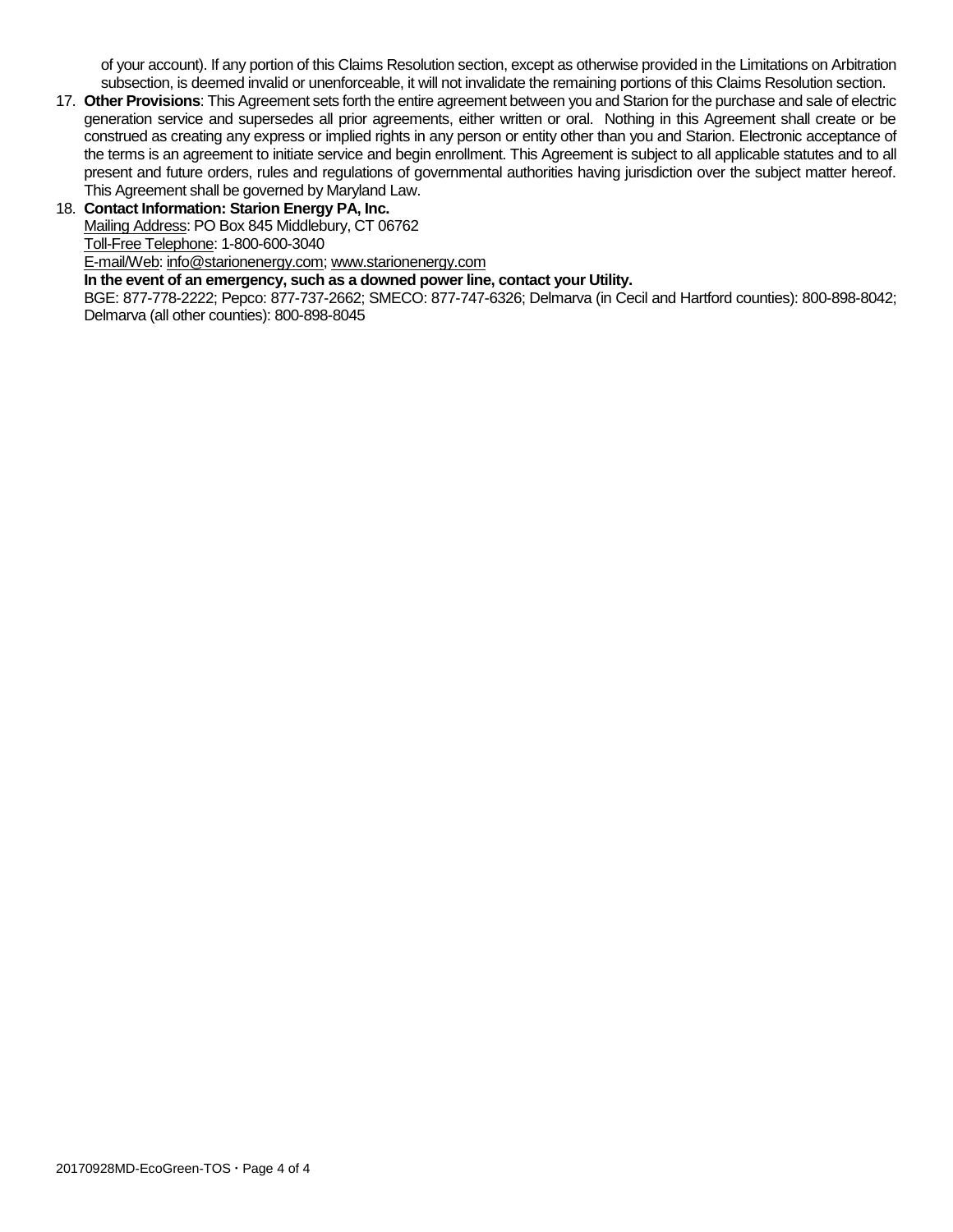of your account). If any portion of this Claims Resolution section, except as otherwise provided in the Limitations on Arbitration subsection, is deemed invalid or unenforceable, it will not invalidate the remaining portions of this Claims Resolution section.

17. **Other Provisions**: This Agreement sets forth the entire agreement between you and Starion for the purchase and sale of electric generation service and supersedes all prior agreements, either written or oral. Nothing in this Agreement shall create or be construed as creating any express or implied rights in any person or entity other than you and Starion. Electronic acceptance of the terms is an agreement to initiate service and begin enrollment. This Agreement is subject to all applicable statutes and to all present and future orders, rules and regulations of governmental authorities having jurisdiction over the subject matter hereof. This Agreement shall be governed by Maryland Law.
18. **Contact Information: Starion Energy PA, Inc.**
    Mailing Address: PO Box 845 Middlebury, CT 06762
    Toll-Free Telephone: 1-800-600-3040
    E-mail/Web: info@starionenergy.com; www.starionenergy.com
    **In the event of an emergency, such as a downed power line, contact your Utility.**
    BGE: 877-778-2222; Pepco: 877-737-2662; SMECO: 877-747-6326; Delmarva (in Cecil and Hartford counties): 800-898-8042; Delmarva (all other counties): 800-898-8045